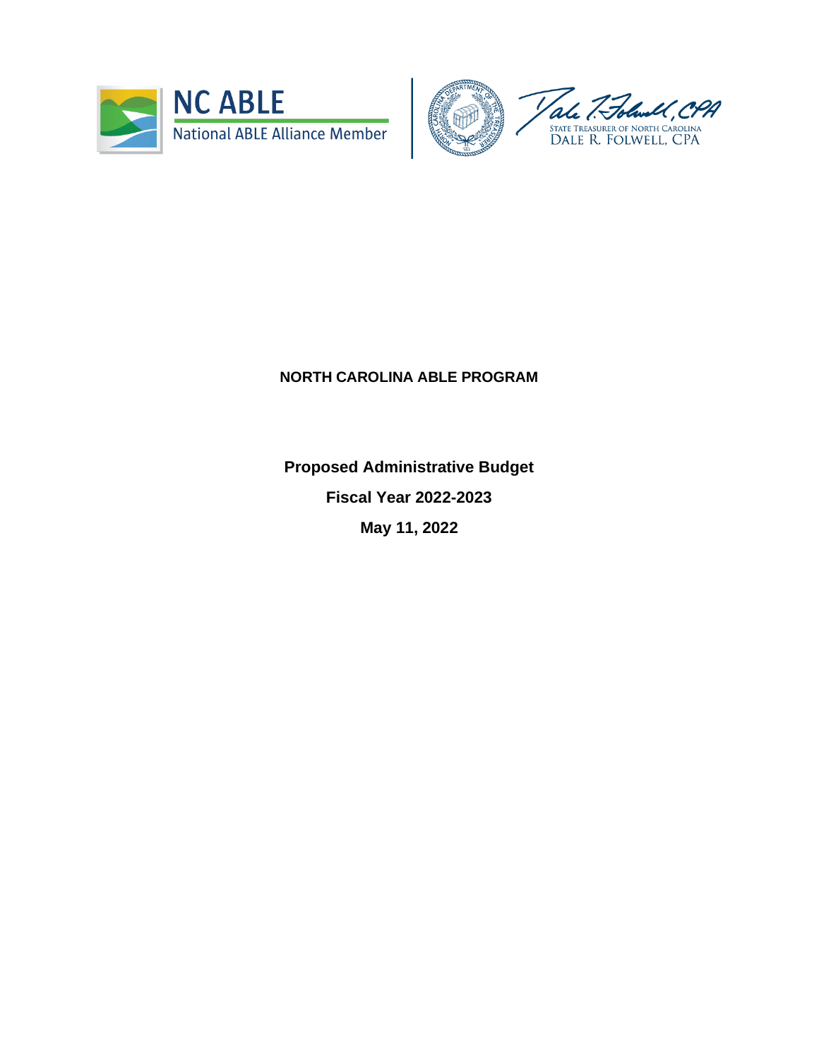NC ABLE

National ABLE Alliance Member

STATE TREASURER OF NORTH CAROLINA
DALE R. FOLWELL, CPA

**NORTH CAROLINA ABLE PROGRAM**

**Proposed Administrative Budget**

**Fiscal Year 2022-2023**

**May 11, 2022**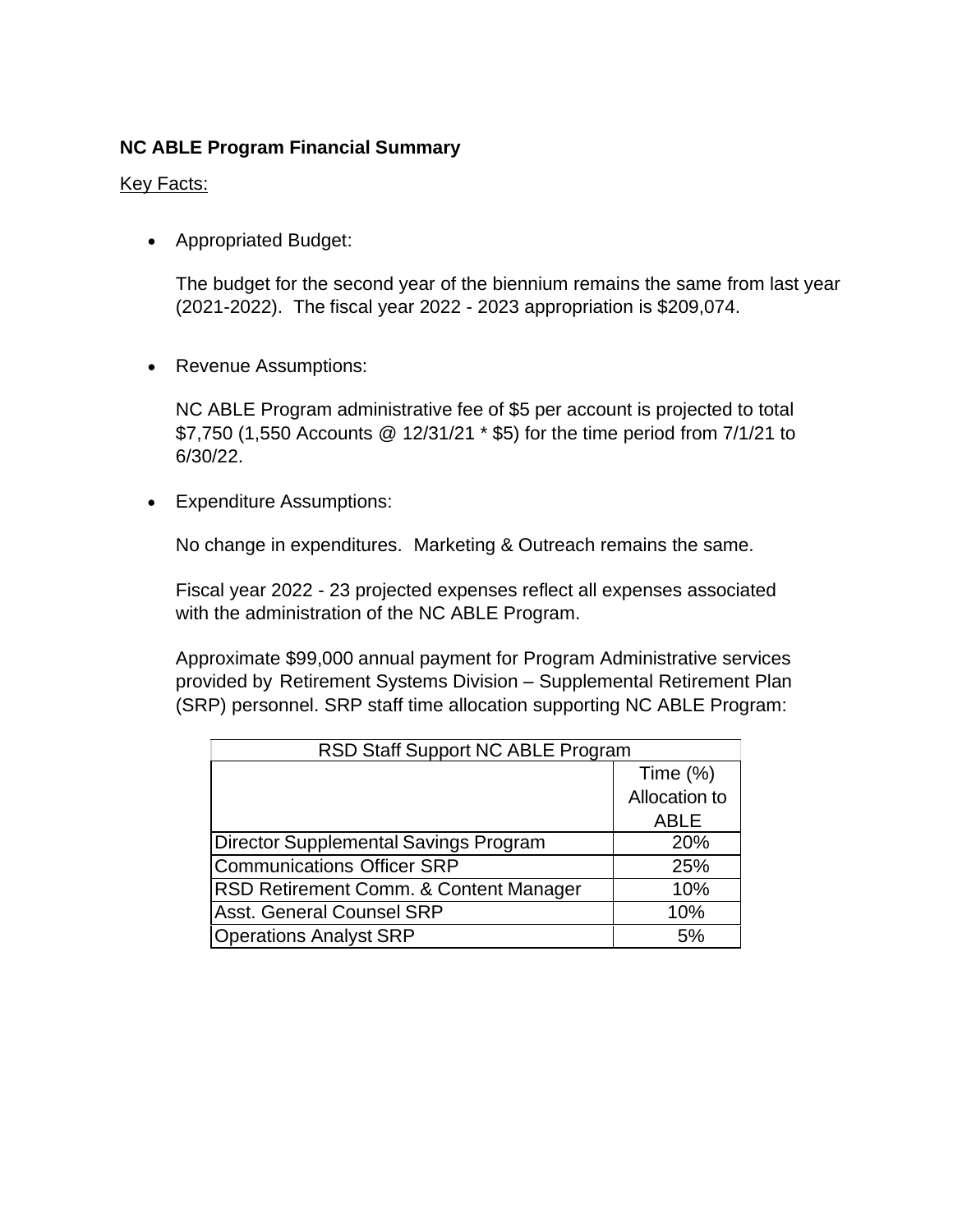**NC ABLE Program Financial Summary**

Key Facts:

- Appropriated Budget:

  The budget for the second year of the biennium remains the same from last year (2021-2022). The fiscal year 2022 - 2023 appropriation is $209,074.

- Revenue Assumptions:

  NC ABLE Program administrative fee of $5 per account is projected to total $7,750 (1,550 Accounts @ 12/31/21 * $5) for the time period from 7/1/21 to 6/30/22.

- Expenditure Assumptions:

  No change in expenditures. Marketing & Outreach remains the same.

  Fiscal year 2022 - 23 projected expenses reflect all expenses associated with the administration of the NC ABLE Program.

  Approximate $99,000 annual payment for Program Administrative services provided by Retirement Systems Division – Supplemental Retirement Plan (SRP) personnel. SRP staff time allocation supporting NC ABLE Program:

| RSD Staff Support NC ABLE Program | |
|---|---|
| | Time (%) Allocation to ABLE |
| Director Supplemental Savings Program | 20% |
| Communications Officer SRP | 25% |
| RSD Retirement Comm. & Content Manager | 10% |
| Asst. General Counsel SRP | 10% |
| Operations Analyst SRP | 5% |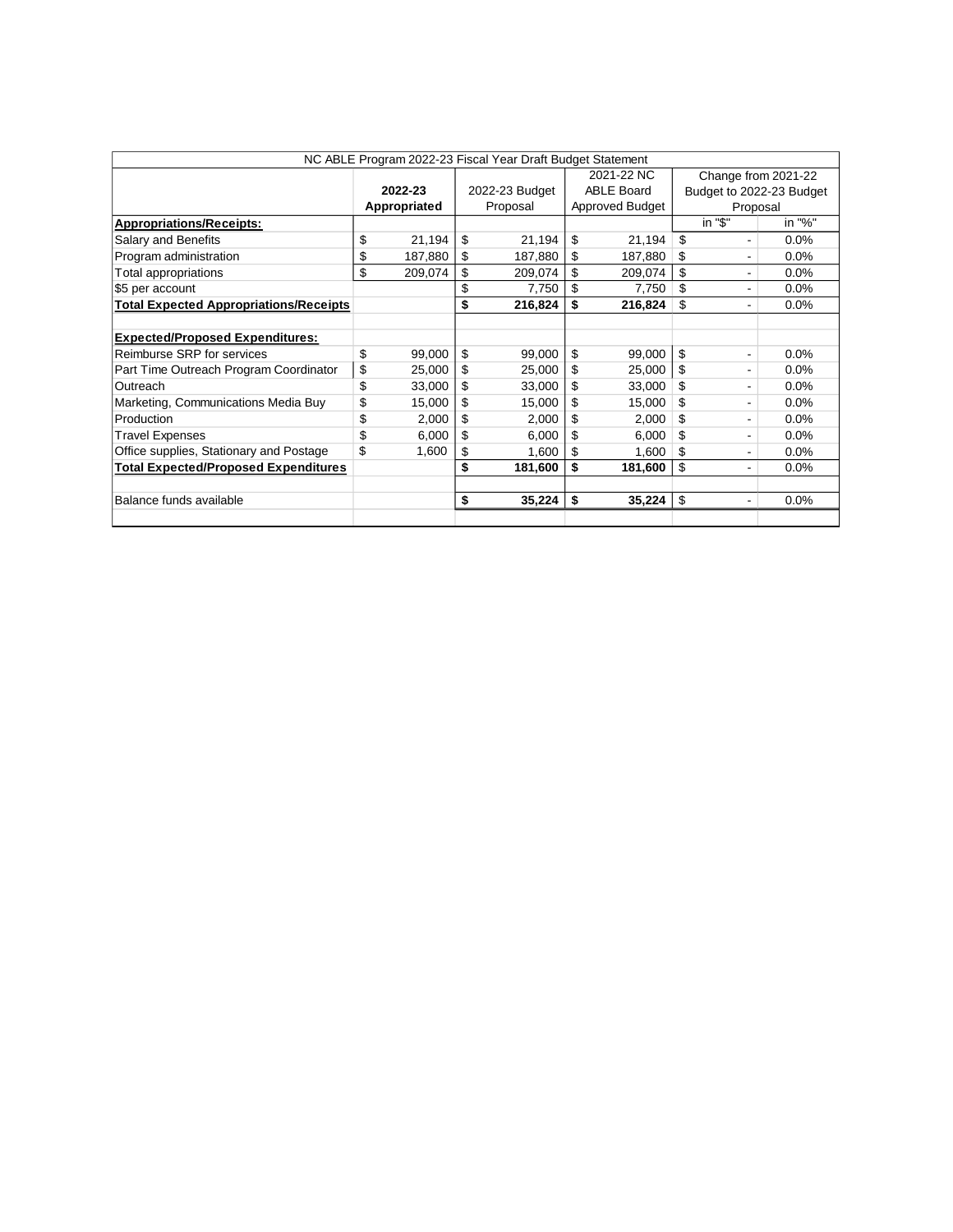| NC ABLE Program 2022-23 Fiscal Year Draft Budget Statement | | | | | |
|---|---|---|---|---|---|
| | **2022-23 Appropriated** | 2022-23 Budget Proposal | 2021-22 NC ABLE Board Approved Budget | Change from 2021-22 Budget to 2022-23 Budget Proposal | |
| **Appropriations/Receipts:** | | | | in "$" | in "%" |
| Salary and Benefits | $ 21,194 | $ 21,194 | $ 21,194 | $ - | 0.0% |
| Program administration | $ 187,880 | $ 187,880 | $ 187,880 | $ - | 0.0% |
| Total appropriations | $ 209,074 | $ 209,074 | $ 209,074 | $ - | 0.0% |
| $5 per account | | $ 7,750 | $ 7,750 | $ - | 0.0% |
| **Total Expected Appropriations/Receipts** | | **$ 216,824** | **$ 216,824** | $ - | 0.0% |
| | | | | | |
| **Expected/Proposed Expenditures:** | | | | | |
| Reimburse SRP for services | $ 99,000 | $ 99,000 | $ 99,000 | $ - | 0.0% |
| Part Time Outreach Program Coordinator | $ 25,000 | $ 25,000 | $ 25,000 | $ - | 0.0% |
| Outreach | $ 33,000 | $ 33,000 | $ 33,000 | $ - | 0.0% |
| Marketing, Communications Media Buy | $ 15,000 | $ 15,000 | $ 15,000 | $ - | 0.0% |
| Production | $ 2,000 | $ 2,000 | $ 2,000 | $ - | 0.0% |
| Travel Expenses | $ 6,000 | $ 6,000 | $ 6,000 | $ - | 0.0% |
| Office supplies, Stationary and Postage | $ 1,600 | $ 1,600 | $ 1,600 | $ - | 0.0% |
| **Total Expected/Proposed Expenditures** | | **$ 181,600** | **$ 181,600** | $ - | 0.0% |
| | | | | | |
| Balance funds available | | **$ 35,224** | **$ 35,224** | $ - | 0.0% |